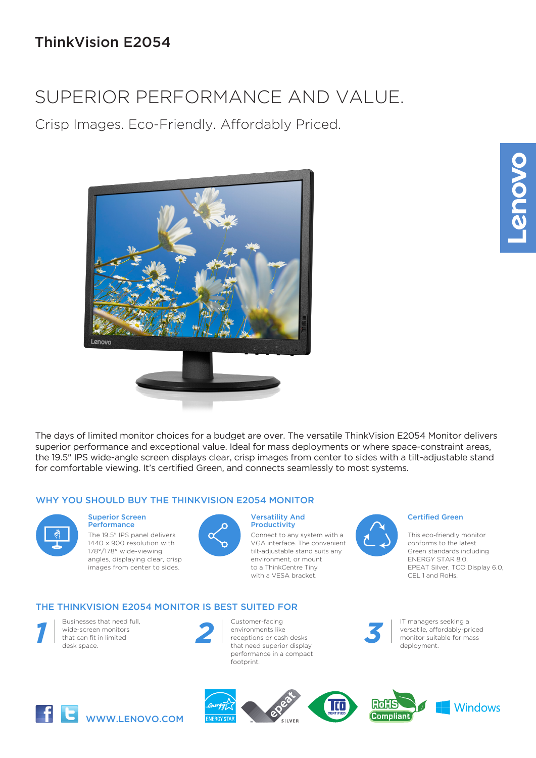# ThinkVision E2054

## SUPERIOR PERFORMANCE AND VALUE.

Crisp Images. Eco-Friendly. Affordably Priced.

The days of limited monitor choices for a budget are over. The versatile ThinkVision E2054 Monitor delivers superior performance and exceptional value. Ideal for mass deployments or where space-constraint areas, the 19.5" IPS wide-angle screen displays clear, crisp images from center to sides with a tilt-adjustable stand for comfortable viewing. It's certified Green, and connects seamlessly to most systems.

### WHY YOU SHOULD BUY THE THINKVISION E2054 MONITOR

**Superior Screen Performance**

The 19.5" IPS panel delivers 1440 x 900 resolution with 178°/178° wide-viewing angles, displaying clear, crisp images from center to sides.

**Versatility And Productivity**

Connect to any system with a VGA interface. The convenient tilt-adjustable stand suits any environment, or mount to a ThinkCentre Tiny with a VESA bracket.

**Certified Green**

This eco-friendly monitor conforms to the latest Green standards including ENERGY STAR 8.0, EPEAT Silver, TCO Display 6.0, CEL 1 and RoHS.

### THE THINKVISION E2054 MONITOR IS BEST SUITED FOR

1. Businesses that need full, wide-screen monitors that can fit in limited desk space.
2. Customer-facing environments like receptions or cash desks that need superior display performance in a compact footprint.
3. IT managers seeking a versatile, affordably-priced monitor suitable for mass deployment.

WWW.LENOVO.COM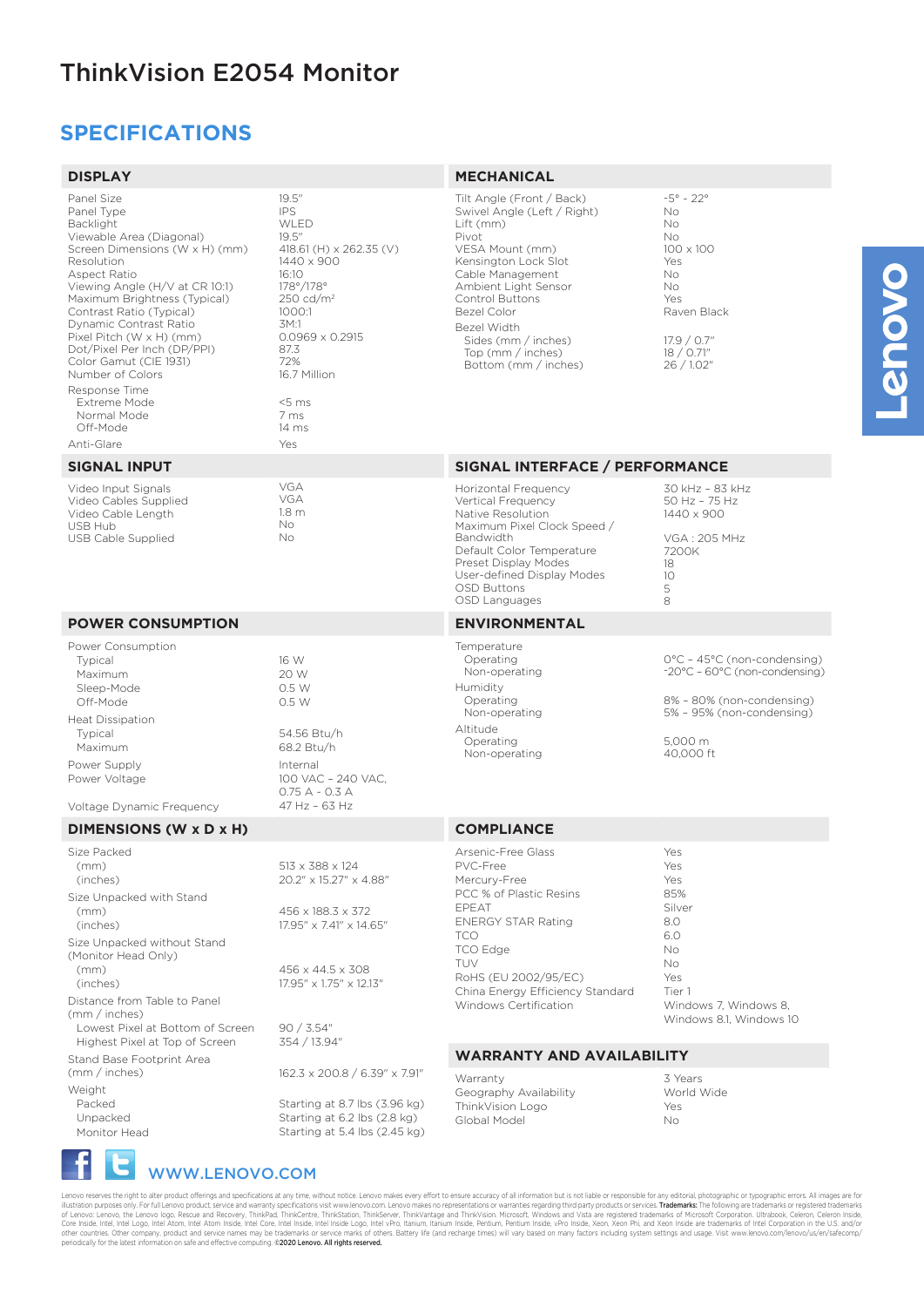# ThinkVision E2054 Monitor

## SPECIFICATIONS

### DISPLAY

| | |
|---|---|
| Panel Size | 19.5" |
| Panel Type | IPS |
| Backlight | WLED |
| Viewable Area (Diagonal) | 19.5" |
| Screen Dimensions (W x H) (mm) | 418.61 (H) x 262.35 (V) |
| Resolution | 1440 x 900 |
| Aspect Ratio | 16:10 |
| Viewing Angle (H/V at CR 10:1) | 178°/178° |
| Maximum Brightness (Typical) | 250 cd/m² |
| Contrast Ratio (Typical) | 1000:1 |
| Dynamic Contrast Ratio | 3M:1 |
| Pixel Pitch (W x H) (mm) | 0.0969 x 0.2915 |
| Dot/Pixel Per Inch (DP/PPI) | 87.3 |
| Color Gamut (CIE 1931) | 72% |
| Number of Colors | 16.7 Million |
| Response Time | |
| Extreme Mode | <5 ms |
| Normal Mode | 7 ms |
| Off-Mode | 14 ms |
| Anti-Glare | Yes |

### MECHANICAL

| | |
|---|---|
| Tilt Angle (Front / Back) | -5° - 22° |
| Swivel Angle (Left / Right) | No |
| Lift (mm) | No |
| Pivot | No |
| VESA Mount (mm) | 100 x 100 |
| Kensington Lock Slot | Yes |
| Cable Management | No |
| Ambient Light Sensor | No |
| Control Buttons | Yes |
| Bezel Color | Raven Black |
| Bezel Width | |
| Sides (mm / inches) | 17.9 / 0.7" |
| Top (mm / inches) | 18 / 0.71" |
| Bottom (mm / inches) | 26 / 1.02" |

### SIGNAL INPUT

| | |
|---|---|
| Video Input Signals | VGA |
| Video Cables Supplied | VGA |
| Video Cable Length | 1.8 m |
| USB Hub | No |
| USB Cable Supplied | No |

### SIGNAL INTERFACE / PERFORMANCE

| | |
|---|---|
| Horizontal Frequency | 30 kHz - 83 kHz |
| Vertical Frequency | 50 Hz - 75 Hz |
| Native Resolution | 1440 x 900 |
| Maximum Pixel Clock Speed / Bandwidth | VGA : 205 MHz |
| Default Color Temperature | 7200K |
| Preset Display Modes | 18 |
| User-defined Display Modes | 10 |
| OSD Buttons | 5 |
| OSD Languages | 8 |

### POWER CONSUMPTION

| | |
|---|---|
| Power Consumption | |
| Typical | 16 W |
| Maximum | 20 W |
| Sleep-Mode | 0.5 W |
| Off-Mode | 0.5 W |
| Heat Dissipation | |
| Typical | 54.56 Btu/h |
| Maximum | 68.2 Btu/h |
| Power Supply | Internal |
| Power Voltage | 100 VAC - 240 VAC, 0.75 A - 0.3 A |
| Voltage Dynamic Frequency | 47 Hz - 63 Hz |

### ENVIRONMENTAL

| | |
|---|---|
| Temperature | |
| Operating | 0°C - 45°C (non-condensing) |
| Non-operating | -20°C - 60°C (non-condensing) |
| Humidity | |
| Operating | 8% - 80% (non-condensing) |
| Non-operating | 5% - 95% (non-condensing) |
| Altitude | |
| Operating | 5,000 m |
| Non-operating | 40,000 ft |

### DIMENSIONS (W x D x H)

| | |
|---|---|
| Size Packed | |
| (mm) | 513 x 388 x 124 |
| (inches) | 20.2" x 15.27" x 4.88" |
| Size Unpacked with Stand | |
| (mm) | 456 x 188.3 x 372 |
| (inches) | 17.95" x 7.41" x 14.65" |
| Size Unpacked without Stand (Monitor Head Only) | |
| (mm) | 456 x 44.5 x 308 |
| (inches) | 17.95" x 1.75" x 12.13" |
| Distance from Table to Panel (mm / inches) | |
| Lowest Pixel at Bottom of Screen | 90 / 3.54" |
| Highest Pixel at Top of Screen | 354 / 13.94" |
| Stand Base Footprint Area (mm / inches) | 162.3 x 200.8 / 6.39" x 7.91" |
| Weight | |
| Packed | Starting at 8.7 lbs (3.96 kg) |
| Unpacked | Starting at 6.2 lbs (2.8 kg) |
| Monitor Head | Starting at 5.4 lbs (2.45 kg) |

### COMPLIANCE

| | |
|---|---|
| Arsenic-Free Glass | Yes |
| PVC-Free | Yes |
| Mercury-Free | Yes |
| PCC % of Plastic Resins | 85% |
| EPEAT | Silver |
| ENERGY STAR Rating | 8.0 |
| TCO | 6.0 |
| TCO Edge | No |
| TUV | No |
| RoHS (EU 2002/95/EC) | Yes |
| China Energy Efficiency Standard | Tier 1 |
| Windows Certification | Windows 7, Windows 8, Windows 8.1, Windows 10 |

### WARRANTY AND AVAILABILITY

| | |
|---|---|
| Warranty | 3 Years |
| Geography Availability | World Wide |
| ThinkVision Logo | Yes |
| Global Model | No |

WWW.LENOVO.COM

Lenovo reserves the right to alter product offerings and specifications at any time, without notice. Lenovo makes every effort to ensure accuracy of all information but is not liable or responsible for any editorial, photographic or typographic errors. All images are for illustration purposes only. For full Lenovo product, service and warranty specifications visit www.lenovo.com. Lenovo makes no representations or warranties regarding third party products or services. **Trademarks:** The following are trademarks or registered trademarks of Lenovo: Lenovo, the Lenovo logo, Rescue and Recovery, ThinkPad, ThinkCentre, ThinkStation, ThinkServer, ThinkVantage and ThinkVision. Microsoft, Windows and Vista are registered trademarks of Microsoft Corporation. Ultrabook, Celeron, Celeron Inside, Core Inside, Intel, Intel Logo, Intel Atom, Intel Atom Inside, Intel Core, Intel Inside, Intel Inside Logo, Intel vPro, Itanium, Itanium Inside, Pentium, Pentium Inside, vPro Inside, Xeon, Xeon Phi, and Xeon Inside are trademarks of Intel Corporation in the U.S. and/or other countries. Other company, product and service names may be trademarks or service marks of others. Battery life (and recharge times) will vary based on many factors including system settings and usage. Visit www.lenovo.com/lenovo/us/en/safecomp/ periodically for the latest information on safe and effective computing. **©2020 Lenovo. All rights reserved.**